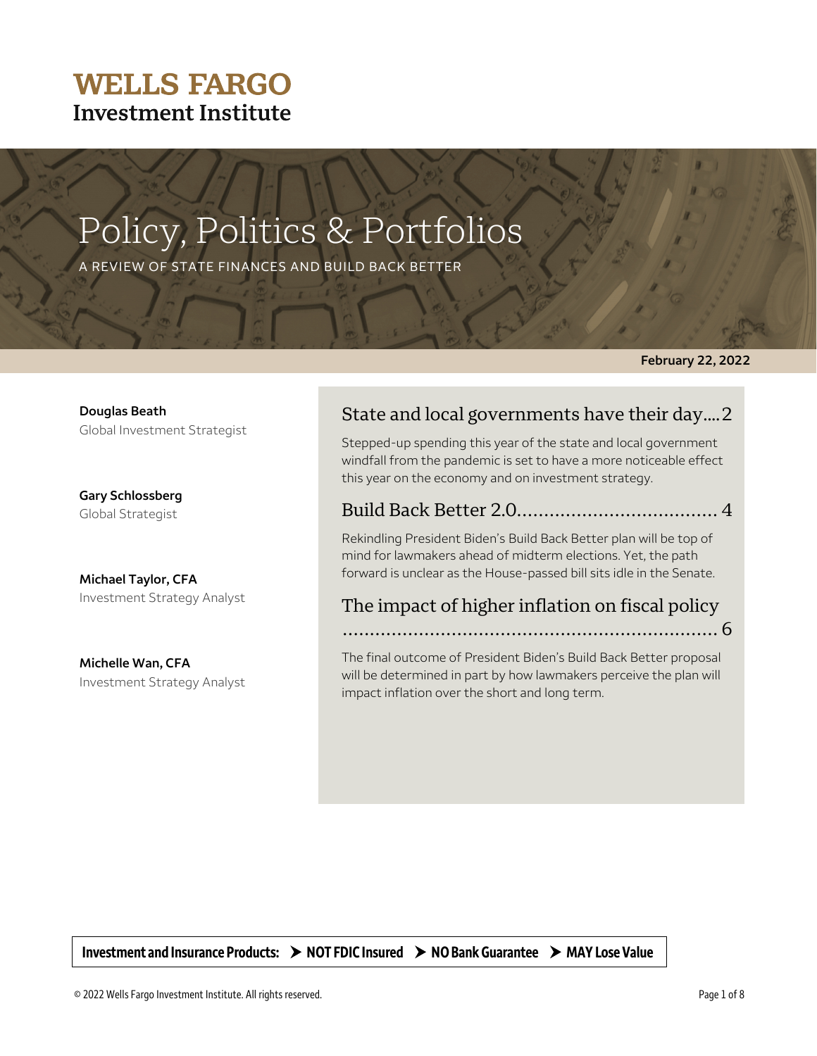**WELLS FARGO**
**Investment Institute**

# Policy, Politics & Portfolios

A REVIEW OF STATE FINANCES AND BUILD BACK BETTER

**February 22, 2022**

**Douglas Beath**
Global Investment Strategist

**Gary Schlossberg**
Global Strategist

**Michael Taylor, CFA**
Investment Strategy Analyst

**Michelle Wan, CFA**
Investment Strategy Analyst

## State and local governments have their day....2

Stepped-up spending this year of the state and local government windfall from the pandemic is set to have a more noticeable effect this year on the economy and on investment strategy.

## Build Back Better 2.0.................................... 4

Rekindling President Biden's Build Back Better plan will be top of mind for lawmakers ahead of midterm elections. Yet, the path forward is unclear as the House-passed bill sits idle in the Senate.

## The impact of higher inflation on fiscal policy ..................................................................... 6

The final outcome of President Biden's Build Back Better proposal will be determined in part by how lawmakers perceive the plan will impact inflation over the short and long term.

**Investment and Insurance Products: ➤ NOT FDIC Insured ➤ NO Bank Guarantee ➤ MAY Lose Value**

© 2022 Wells Fargo Investment Institute. All rights reserved.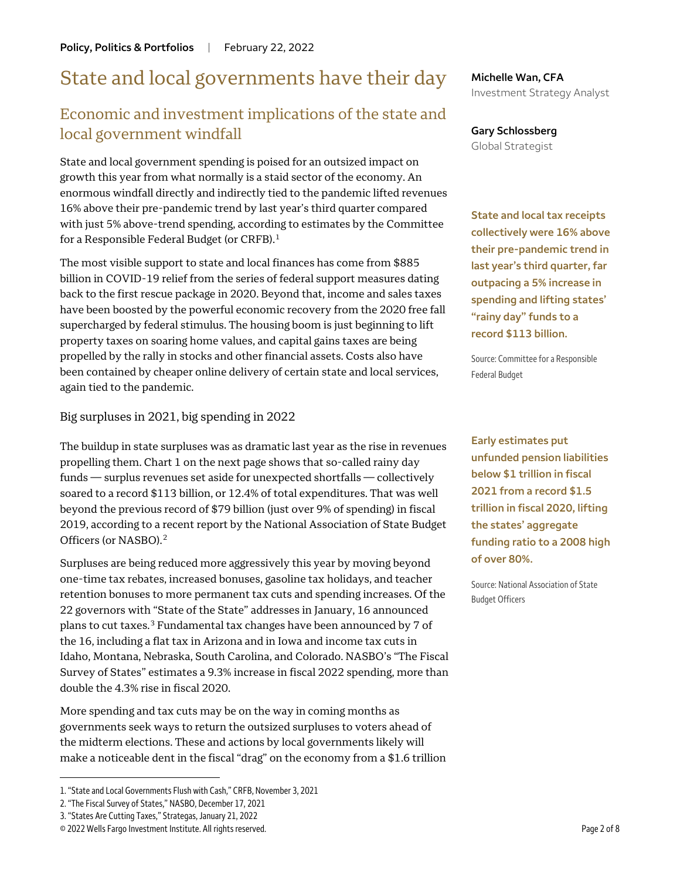# State and local governments have their day

## Economic and investment implications of the state and local government windfall

**Michelle Wan, CFA**
Investment Strategy Analyst

**Gary Schlossberg**
Global Strategist

State and local government spending is poised for an outsized impact on growth this year from what normally is a staid sector of the economy. An enormous windfall directly and indirectly tied to the pandemic lifted revenues 16% above their pre-pandemic trend by last year's third quarter compared with just 5% above-trend spending, according to estimates by the Committee for a Responsible Federal Budget (or CRFB).[1]

The most visible support to state and local finances has come from $885 billion in COVID-19 relief from the series of federal support measures dating back to the first rescue package in 2020. Beyond that, income and sales taxes have been boosted by the powerful economic recovery from the 2020 free fall supercharged by federal stimulus. The housing boom is just beginning to lift property taxes on soaring home values, and capital gains taxes are being propelled by the rally in stocks and other financial assets. Costs also have been contained by cheaper online delivery of certain state and local services, again tied to the pandemic.

**State and local tax receipts collectively were 16% above their pre-pandemic trend in last year's third quarter, far outpacing a 5% increase in spending and lifting states' "rainy day" funds to a record $113 billion.**

Source: Committee for a Responsible Federal Budget

### Big surpluses in 2021, big spending in 2022

The buildup in state surpluses was as dramatic last year as the rise in revenues propelling them. Chart 1 on the next page shows that so-called rainy day funds — surplus revenues set aside for unexpected shortfalls — collectively soared to a record $113 billion, or 12.4% of total expenditures. That was well beyond the previous record of $79 billion (just over 9% of spending) in fiscal 2019, according to a recent report by the National Association of State Budget Officers (or NASBO).[2]

**Early estimates put unfunded pension liabilities below $1 trillion in fiscal 2021 from a record $1.5 trillion in fiscal 2020, lifting the states' aggregate funding ratio to a 2008 high of over 80%.**

Source: National Association of State Budget Officers

Surpluses are being reduced more aggressively this year by moving beyond one-time tax rebates, increased bonuses, gasoline tax holidays, and teacher retention bonuses to more permanent tax cuts and spending increases. Of the 22 governors with "State of the State" addresses in January, 16 announced plans to cut taxes.[3] Fundamental tax changes have been announced by 7 of the 16, including a flat tax in Arizona and in Iowa and income tax cuts in Idaho, Montana, Nebraska, South Carolina, and Colorado. NASBO's "The Fiscal Survey of States" estimates a 9.3% increase in fiscal 2022 spending, more than double the 4.3% rise in fiscal 2020.

More spending and tax cuts may be on the way in coming months as governments seek ways to return the outsized surpluses to voters ahead of the midterm elections. These and actions by local governments likely will make a noticeable dent in the fiscal "drag" on the economy from a $1.6 trillion

1. "State and Local Governments Flush with Cash," CRFB, November 3, 2021
2. "The Fiscal Survey of States," NASBO, December 17, 2021
3. "States Are Cutting Taxes," Strategas, January 21, 2022

© 2022 Wells Fargo Investment Institute. All rights reserved.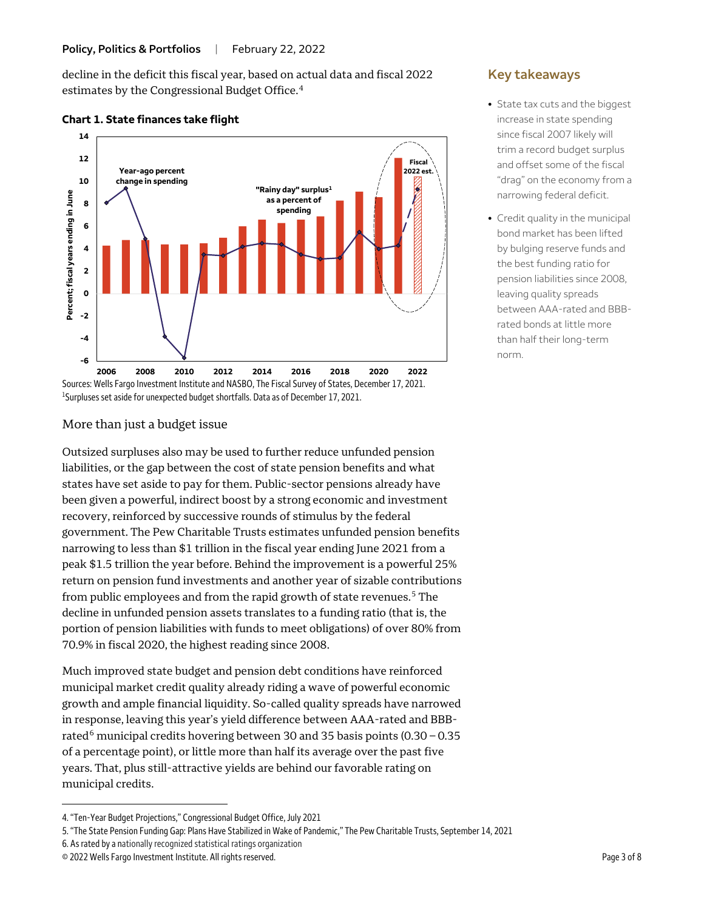decline in the deficit this fiscal year, based on actual data and fiscal 2022 estimates by the Congressional Budget Office.[4]

**Chart 1. State finances take flight**

Sources: Wells Fargo Investment Institute and NASBO, The Fiscal Survey of States, December 17, 2021.
[1]Surpluses set aside for unexpected budget shortfalls. Data as of December 17, 2021.

## Key takeaways

- State tax cuts and the biggest increase in state spending since fiscal 2007 likely will trim a record budget surplus and offset some of the fiscal "drag" on the economy from a narrowing federal deficit.
- Credit quality in the municipal bond market has been lifted by bulging reserve funds and the best funding ratio for pension liabilities since 2008, leaving quality spreads between AAA-rated and BBB-rated bonds at little more than half their long-term norm.

## More than just a budget issue

Outsized surpluses also may be used to further reduce unfunded pension liabilities, or the gap between the cost of state pension benefits and what states have set aside to pay for them. Public-sector pensions already have been given a powerful, indirect boost by a strong economic and investment recovery, reinforced by successive rounds of stimulus by the federal government. The Pew Charitable Trusts estimates unfunded pension benefits narrowing to less than $1 trillion in the fiscal year ending June 2021 from a peak $1.5 trillion the year before. Behind the improvement is a powerful 25% return on pension fund investments and another year of sizable contributions from public employees and from the rapid growth of state revenues.[5] The decline in unfunded pension assets translates to a funding ratio (that is, the portion of pension liabilities with funds to meet obligations) of over 80% from 70.9% in fiscal 2020, the highest reading since 2008.

Much improved state budget and pension debt conditions have reinforced municipal market credit quality already riding a wave of powerful economic growth and ample financial liquidity. So-called quality spreads have narrowed in response, leaving this year's yield difference between AAA-rated and BBB-rated[6] municipal credits hovering between 30 and 35 basis points (0.30 – 0.35 of a percentage point), or little more than half its average over the past five years. That, plus still-attractive yields are behind our favorable rating on municipal credits.

4. "Ten-Year Budget Projections," Congressional Budget Office, July 2021
5. "The State Pension Funding Gap: Plans Have Stabilized in Wake of Pandemic," The Pew Charitable Trusts, September 14, 2021
6. As rated by a nationally recognized statistical ratings organization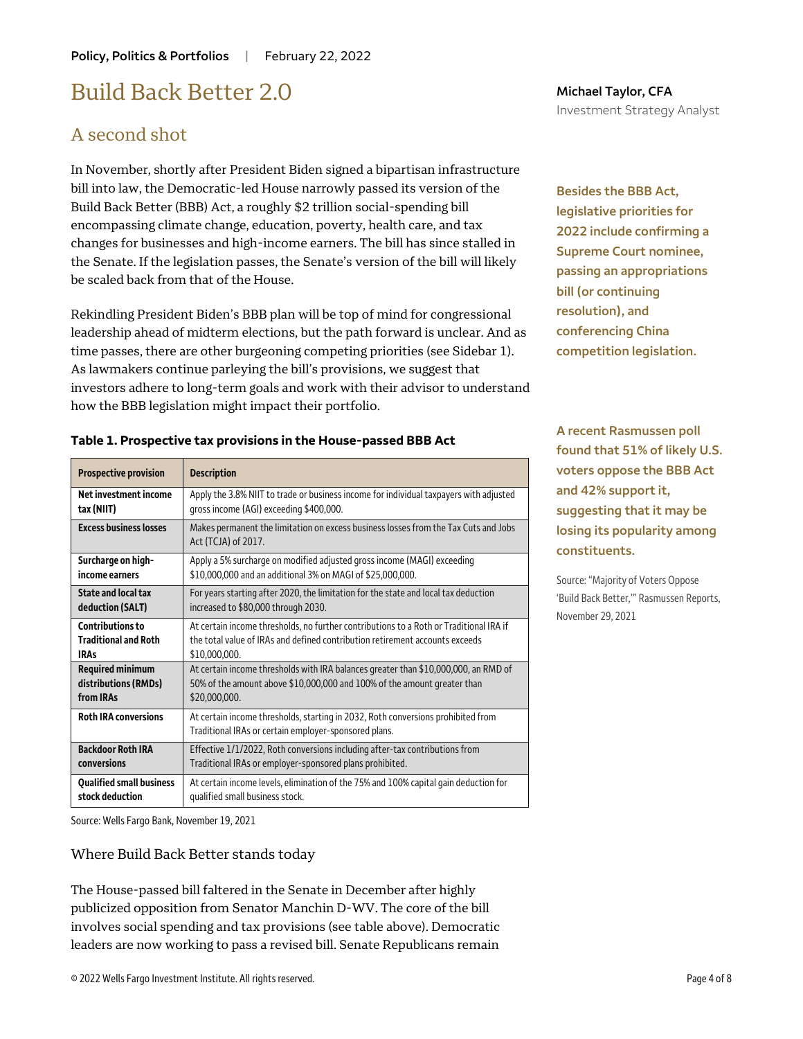# Build Back Better 2.0

Michael Taylor, CFA
Investment Strategy Analyst

## A second shot

In November, shortly after President Biden signed a bipartisan infrastructure bill into law, the Democratic-led House narrowly passed its version of the Build Back Better (BBB) Act, a roughly $2 trillion social-spending bill encompassing climate change, education, poverty, health care, and tax changes for businesses and high-income earners. The bill has since stalled in the Senate. If the legislation passes, the Senate's version of the bill will likely be scaled back from that of the House.

Rekindling President Biden's BBB plan will be top of mind for congressional leadership ahead of midterm elections, but the path forward is unclear. And as time passes, there are other burgeoning competing priorities (see Sidebar 1). As lawmakers continue parleying the bill's provisions, we suggest that investors adhere to long-term goals and work with their advisor to understand how the BBB legislation might impact their portfolio.

**Besides the BBB Act, legislative priorities for 2022 include confirming a Supreme Court nominee, passing an appropriations bill (or continuing resolution), and conferencing China competition legislation.**

**A recent Rasmussen poll found that 51% of likely U.S. voters oppose the BBB Act and 42% support it, suggesting that it may be losing its popularity among constituents.**

Source: "Majority of Voters Oppose 'Build Back Better,'" Rasmussen Reports, November 29, 2021

**Table 1. Prospective tax provisions in the House-passed BBB Act**

| Prospective provision | Description |
|---|---|
| **Net investment income tax (NIIT)** | Apply the 3.8% NIIT to trade or business income for individual taxpayers with adjusted gross income (AGI) exceeding $400,000. |
| **Excess business losses** | Makes permanent the limitation on excess business losses from the Tax Cuts and Jobs Act (TCJA) of 2017. |
| **Surcharge on high-income earners** | Apply a 5% surcharge on modified adjusted gross income (MAGI) exceeding $10,000,000 and an additional 3% on MAGI of $25,000,000. |
| **State and local tax deduction (SALT)** | For years starting after 2020, the limitation for the state and local tax deduction increased to $80,000 through 2030. |
| **Contributions to Traditional and Roth IRAs** | At certain income thresholds, no further contributions to a Roth or Traditional IRA if the total value of IRAs and defined contribution retirement accounts exceeds $10,000,000. |
| **Required minimum distributions (RMDs) from IRAs** | At certain income thresholds with IRA balances greater than $10,000,000, an RMD of 50% of the amount above $10,000,000 and 100% of the amount greater than $20,000,000. |
| **Roth IRA conversions** | At certain income thresholds, starting in 2032, Roth conversions prohibited from Traditional IRAs or certain employer-sponsored plans. |
| **Backdoor Roth IRA conversions** | Effective 1/1/2022, Roth conversions including after-tax contributions from Traditional IRAs or employer-sponsored plans prohibited. |
| **Qualified small business stock deduction** | At certain income levels, elimination of the 75% and 100% capital gain deduction for qualified small business stock. |

Source: Wells Fargo Bank, November 19, 2021

### Where Build Back Better stands today

The House-passed bill faltered in the Senate in December after highly publicized opposition from Senator Manchin D-WV. The core of the bill involves social spending and tax provisions (see table above). Democratic leaders are now working to pass a revised bill. Senate Republicans remain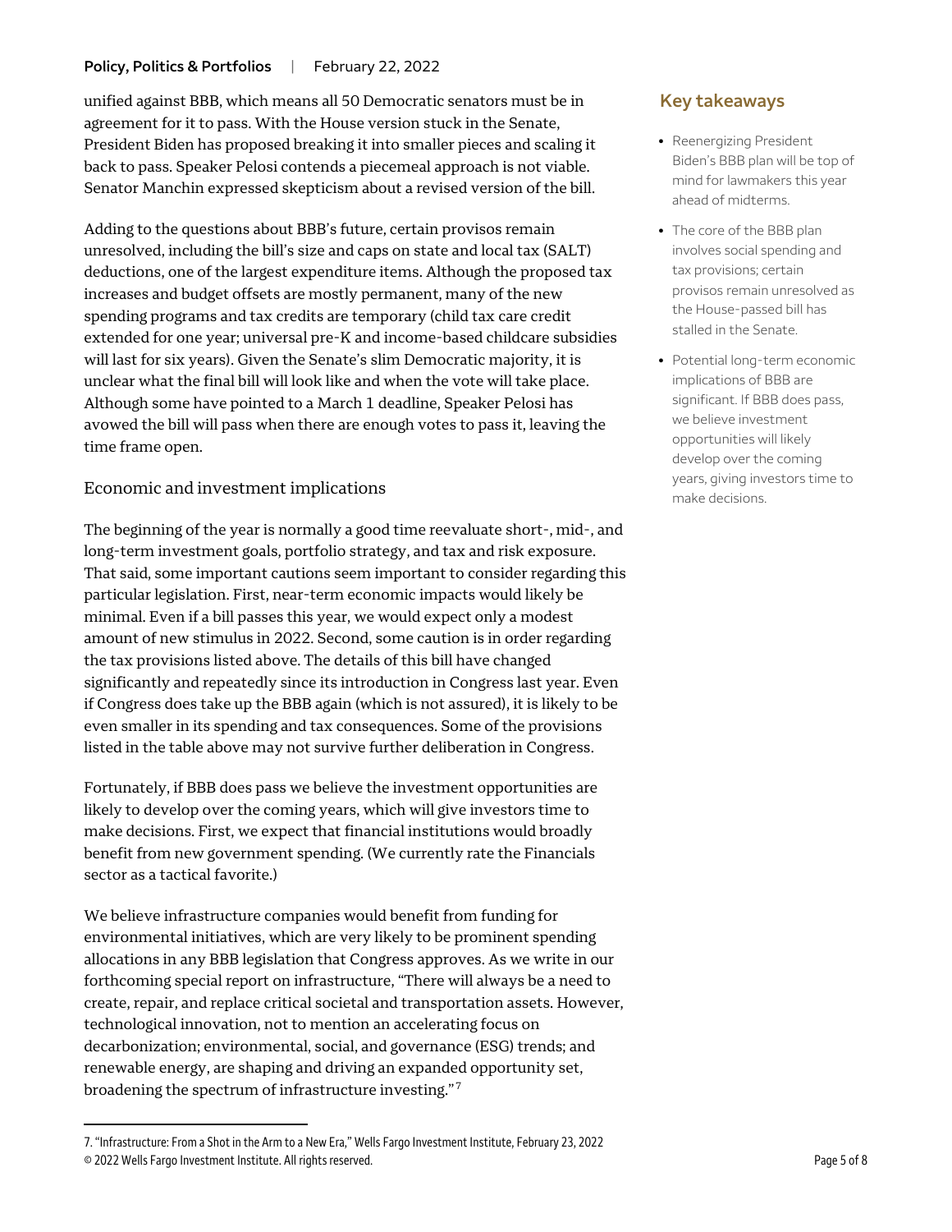unified against BBB, which means all 50 Democratic senators must be in agreement for it to pass. With the House version stuck in the Senate, President Biden has proposed breaking it into smaller pieces and scaling it back to pass. Speaker Pelosi contends a piecemeal approach is not viable. Senator Manchin expressed skepticism about a revised version of the bill.

Adding to the questions about BBB's future, certain provisos remain unresolved, including the bill's size and caps on state and local tax (SALT) deductions, one of the largest expenditure items. Although the proposed tax increases and budget offsets are mostly permanent, many of the new spending programs and tax credits are temporary (child tax care credit extended for one year; universal pre-K and income-based childcare subsidies will last for six years). Given the Senate's slim Democratic majority, it is unclear what the final bill will look like and when the vote will take place. Although some have pointed to a March 1 deadline, Speaker Pelosi has avowed the bill will pass when there are enough votes to pass it, leaving the time frame open.

## Economic and investment implications

The beginning of the year is normally a good time reevaluate short-, mid-, and long-term investment goals, portfolio strategy, and tax and risk exposure. That said, some important cautions seem important to consider regarding this particular legislation. First, near-term economic impacts would likely be minimal. Even if a bill passes this year, we would expect only a modest amount of new stimulus in 2022. Second, some caution is in order regarding the tax provisions listed above. The details of this bill have changed significantly and repeatedly since its introduction in Congress last year. Even if Congress does take up the BBB again (which is not assured), it is likely to be even smaller in its spending and tax consequences. Some of the provisions listed in the table above may not survive further deliberation in Congress.

Fortunately, if BBB does pass we believe the investment opportunities are likely to develop over the coming years, which will give investors time to make decisions. First, we expect that financial institutions would broadly benefit from new government spending. (We currently rate the Financials sector as a tactical favorite.)

We believe infrastructure companies would benefit from funding for environmental initiatives, which are very likely to be prominent spending allocations in any BBB legislation that Congress approves. As we write in our forthcoming special report on infrastructure, "There will always be a need to create, repair, and replace critical societal and transportation assets. However, technological innovation, not to mention an accelerating focus on decarbonization; environmental, social, and governance (ESG) trends; and renewable energy, are shaping and driving an expanded opportunity set, broadening the spectrum of infrastructure investing."[7]

## Key takeaways

- Reenergizing President Biden's BBB plan will be top of mind for lawmakers this year ahead of midterms.
- The core of the BBB plan involves social spending and tax provisions; certain provisos remain unresolved as the House-passed bill has stalled in the Senate.
- Potential long-term economic implications of BBB are significant. If BBB does pass, we believe investment opportunities will likely develop over the coming years, giving investors time to make decisions.

---

7. "Infrastructure: From a Shot in the Arm to a New Era," Wells Fargo Investment Institute, February 23, 2022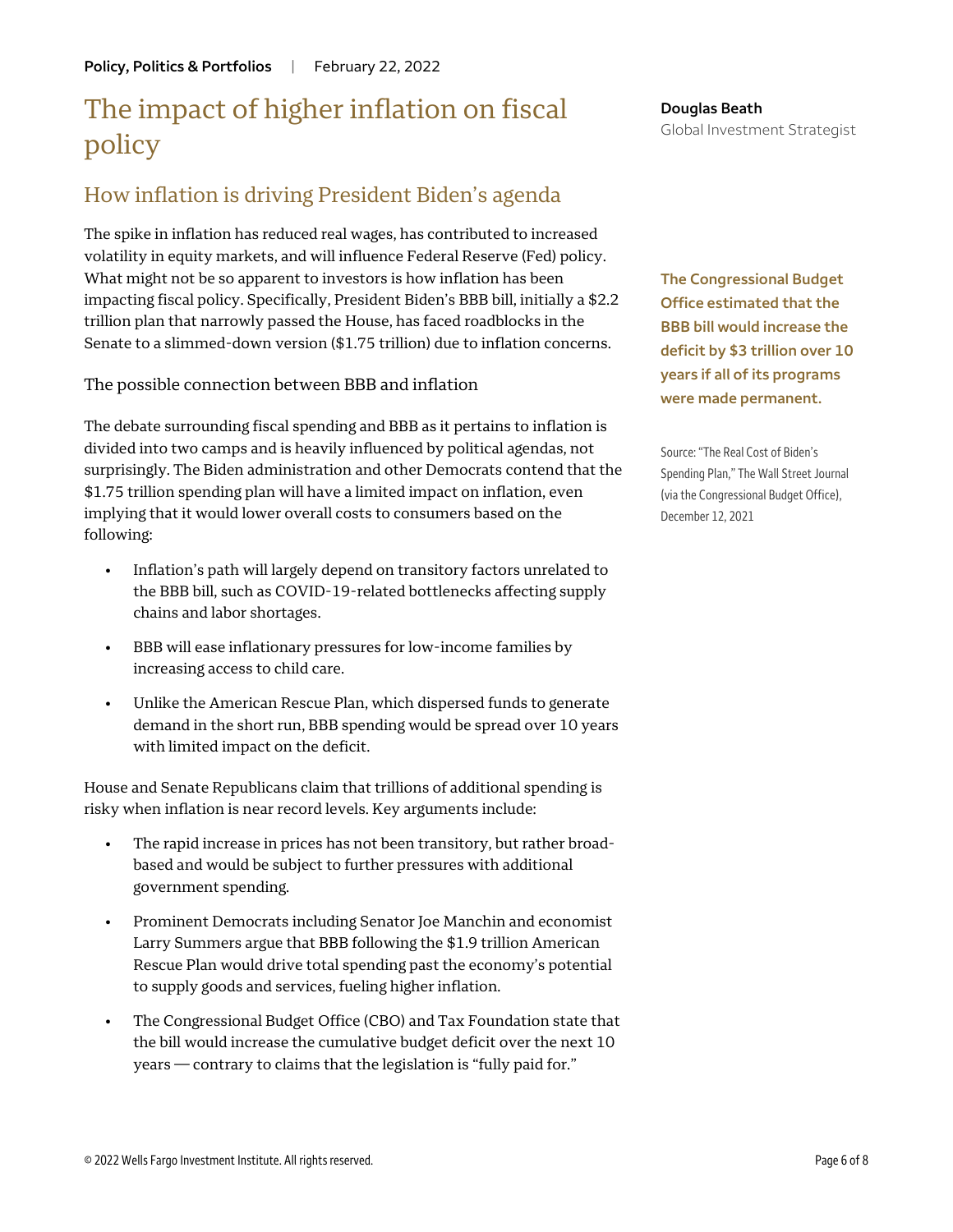# The impact of higher inflation on fiscal policy

**Douglas Beath**
Global Investment Strategist

## How inflation is driving President Biden's agenda

The spike in inflation has reduced real wages, has contributed to increased volatility in equity markets, and will influence Federal Reserve (Fed) policy. What might not be so apparent to investors is how inflation has been impacting fiscal policy. Specifically, President Biden's BBB bill, initially a $2.2 trillion plan that narrowly passed the House, has faced roadblocks in the Senate to a slimmed-down version ($1.75 trillion) due to inflation concerns.

**The Congressional Budget Office estimated that the BBB bill would increase the deficit by $3 trillion over 10 years if all of its programs were made permanent.**

Source: "The Real Cost of Biden's Spending Plan," The Wall Street Journal (via the Congressional Budget Office), December 12, 2021

### The possible connection between BBB and inflation

The debate surrounding fiscal spending and BBB as it pertains to inflation is divided into two camps and is heavily influenced by political agendas, not surprisingly. The Biden administration and other Democrats contend that the $1.75 trillion spending plan will have a limited impact on inflation, even implying that it would lower overall costs to consumers based on the following:

- Inflation's path will largely depend on transitory factors unrelated to the BBB bill, such as COVID-19-related bottlenecks affecting supply chains and labor shortages.
- BBB will ease inflationary pressures for low-income families by increasing access to child care.
- Unlike the American Rescue Plan, which dispersed funds to generate demand in the short run, BBB spending would be spread over 10 years with limited impact on the deficit.

House and Senate Republicans claim that trillions of additional spending is risky when inflation is near record levels. Key arguments include:

- The rapid increase in prices has not been transitory, but rather broad-based and would be subject to further pressures with additional government spending.
- Prominent Democrats including Senator Joe Manchin and economist Larry Summers argue that BBB following the $1.9 trillion American Rescue Plan would drive total spending past the economy's potential to supply goods and services, fueling higher inflation.
- The Congressional Budget Office (CBO) and Tax Foundation state that the bill would increase the cumulative budget deficit over the next 10 years — contrary to claims that the legislation is "fully paid for."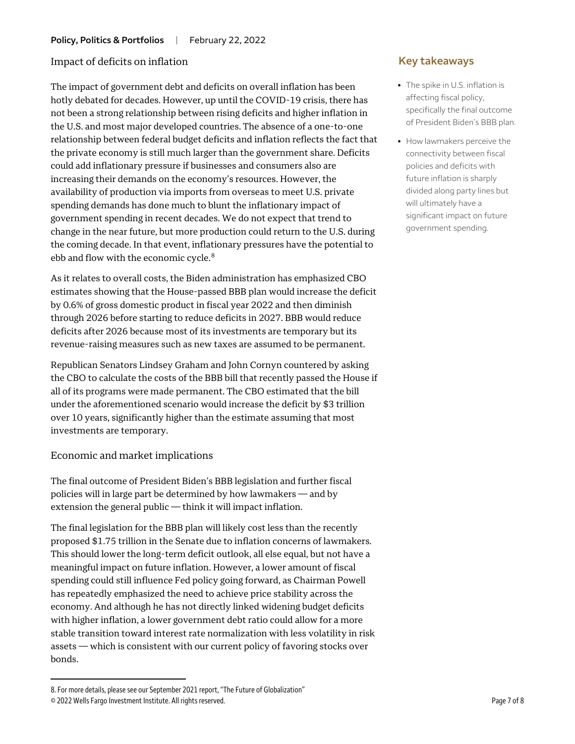## Impact of deficits on inflation

The impact of government debt and deficits on overall inflation has been hotly debated for decades. However, up until the COVID-19 crisis, there has not been a strong relationship between rising deficits and higher inflation in the U.S. and most major developed countries. The absence of a one-to-one relationship between federal budget deficits and inflation reflects the fact that the private economy is still much larger than the government share. Deficits could add inflationary pressure if businesses and consumers also are increasing their demands on the economy's resources. However, the availability of production via imports from overseas to meet U.S. private spending demands has done much to blunt the inflationary impact of government spending in recent decades. We do not expect that trend to change in the near future, but more production could return to the U.S. during the coming decade. In that event, inflationary pressures have the potential to ebb and flow with the economic cycle.[8]

As it relates to overall costs, the Biden administration has emphasized CBO estimates showing that the House-passed BBB plan would increase the deficit by 0.6% of gross domestic product in fiscal year 2022 and then diminish through 2026 before starting to reduce deficits in 2027. BBB would reduce deficits after 2026 because most of its investments are temporary but its revenue-raising measures such as new taxes are assumed to be permanent.

Republican Senators Lindsey Graham and John Cornyn countered by asking the CBO to calculate the costs of the BBB bill that recently passed the House if all of its programs were made permanent. The CBO estimated that the bill under the aforementioned scenario would increase the deficit by $3 trillion over 10 years, significantly higher than the estimate assuming that most investments are temporary.

## Economic and market implications

The final outcome of President Biden's BBB legislation and further fiscal policies will in large part be determined by how lawmakers — and by extension the general public — think it will impact inflation.

The final legislation for the BBB plan will likely cost less than the recently proposed $1.75 trillion in the Senate due to inflation concerns of lawmakers. This should lower the long-term deficit outlook, all else equal, but not have a meaningful impact on future inflation. However, a lower amount of fiscal spending could still influence Fed policy going forward, as Chairman Powell has repeatedly emphasized the need to achieve price stability across the economy. And although he has not directly linked widening budget deficits with higher inflation, a lower government debt ratio could allow for a more stable transition toward interest rate normalization with less volatility in risk assets — which is consistent with our current policy of favoring stocks over bonds.

## Key takeaways

- The spike in U.S. inflation is affecting fiscal policy, specifically the final outcome of President Biden's BBB plan.
- How lawmakers perceive the connectivity between fiscal policies and deficits with future inflation is sharply divided along party lines but will ultimately have a significant impact on future government spending.

---

8. For more details, please see our September 2021 report, "The Future of Globalization"

© 2022 Wells Fargo Investment Institute. All rights reserved.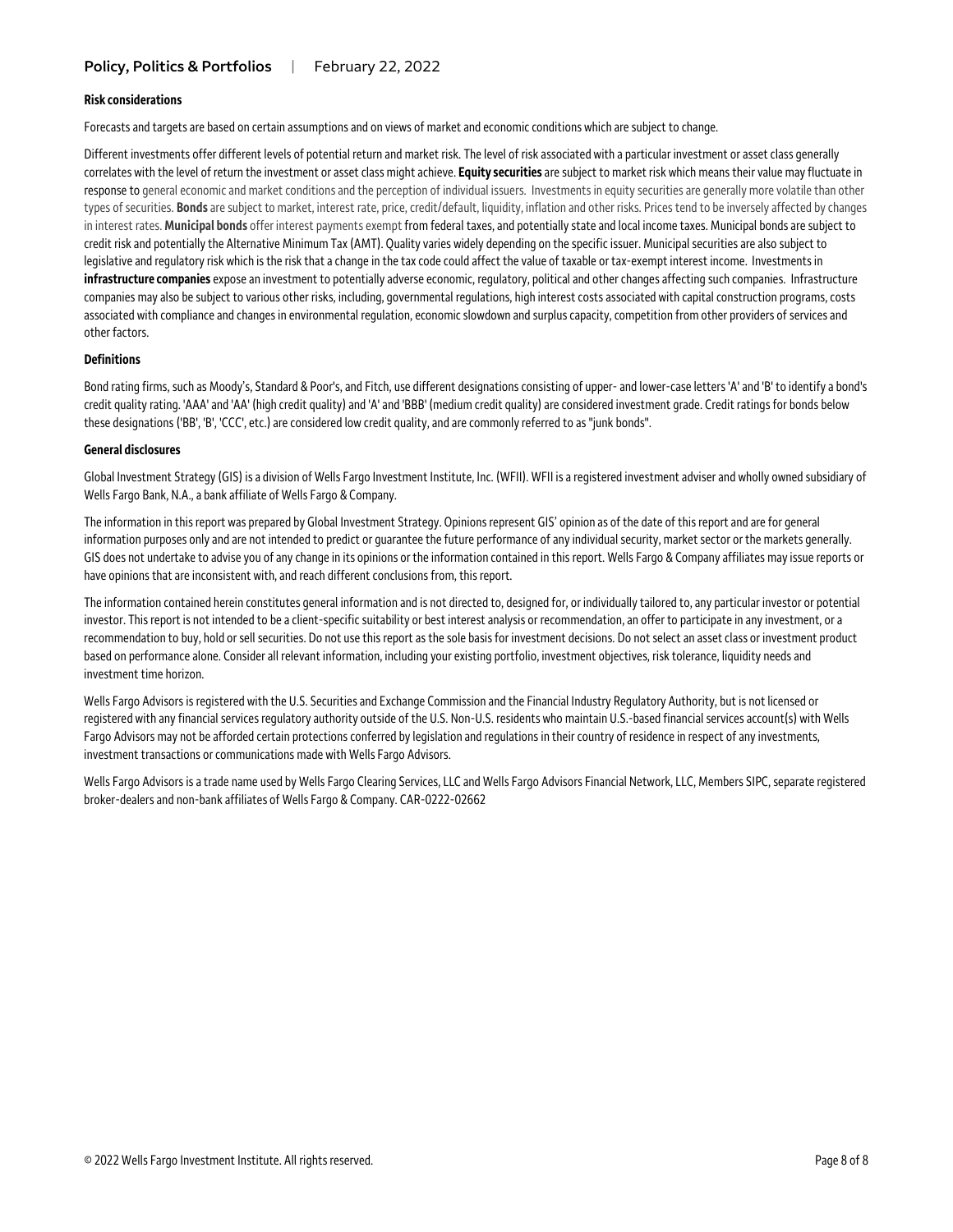**Risk considerations**

Forecasts and targets are based on certain assumptions and on views of market and economic conditions which are subject to change.

Different investments offer different levels of potential return and market risk. The level of risk associated with a particular investment or asset class generally correlates with the level of return the investment or asset class might achieve. **Equity securities** are subject to market risk which means their value may fluctuate in response to general economic and market conditions and the perception of individual issuers. Investments in equity securities are generally more volatile than other types of securities. **Bonds** are subject to market, interest rate, price, credit/default, liquidity, inflation and other risks. Prices tend to be inversely affected by changes in interest rates. **Municipal bonds** offer interest payments exempt from federal taxes, and potentially state and local income taxes. Municipal bonds are subject to credit risk and potentially the Alternative Minimum Tax (AMT). Quality varies widely depending on the specific issuer. Municipal securities are also subject to legislative and regulatory risk which is the risk that a change in the tax code could affect the value of taxable or tax-exempt interest income. Investments in **infrastructure companies** expose an investment to potentially adverse economic, regulatory, political and other changes affecting such companies. Infrastructure companies may also be subject to various other risks, including, governmental regulations, high interest costs associated with capital construction programs, costs associated with compliance and changes in environmental regulation, economic slowdown and surplus capacity, competition from other providers of services and other factors.

**Definitions**

Bond rating firms, such as Moody's, Standard & Poor's, and Fitch, use different designations consisting of upper- and lower-case letters 'A' and 'B' to identify a bond's credit quality rating. 'AAA' and 'AA' (high credit quality) and 'A' and 'BBB' (medium credit quality) are considered investment grade. Credit ratings for bonds below these designations ('BB', 'B', 'CCC', etc.) are considered low credit quality, and are commonly referred to as "junk bonds".

**General disclosures**

Global Investment Strategy (GIS) is a division of Wells Fargo Investment Institute, Inc. (WFII). WFII is a registered investment adviser and wholly owned subsidiary of Wells Fargo Bank, N.A., a bank affiliate of Wells Fargo & Company.

The information in this report was prepared by Global Investment Strategy. Opinions represent GIS' opinion as of the date of this report and are for general information purposes only and are not intended to predict or guarantee the future performance of any individual security, market sector or the markets generally. GIS does not undertake to advise you of any change in its opinions or the information contained in this report. Wells Fargo & Company affiliates may issue reports or have opinions that are inconsistent with, and reach different conclusions from, this report.

The information contained herein constitutes general information and is not directed to, designed for, or individually tailored to, any particular investor or potential investor. This report is not intended to be a client-specific suitability or best interest analysis or recommendation, an offer to participate in any investment, or a recommendation to buy, hold or sell securities. Do not use this report as the sole basis for investment decisions. Do not select an asset class or investment product based on performance alone. Consider all relevant information, including your existing portfolio, investment objectives, risk tolerance, liquidity needs and investment time horizon.

Wells Fargo Advisors is registered with the U.S. Securities and Exchange Commission and the Financial Industry Regulatory Authority, but is not licensed or registered with any financial services regulatory authority outside of the U.S. Non-U.S. residents who maintain U.S.-based financial services account(s) with Wells Fargo Advisors may not be afforded certain protections conferred by legislation and regulations in their country of residence in respect of any investments, investment transactions or communications made with Wells Fargo Advisors.

Wells Fargo Advisors is a trade name used by Wells Fargo Clearing Services, LLC and Wells Fargo Advisors Financial Network, LLC, Members SIPC, separate registered broker-dealers and non-bank affiliates of Wells Fargo & Company. CAR-0222-02662

© 2022 Wells Fargo Investment Institute. All rights reserved.